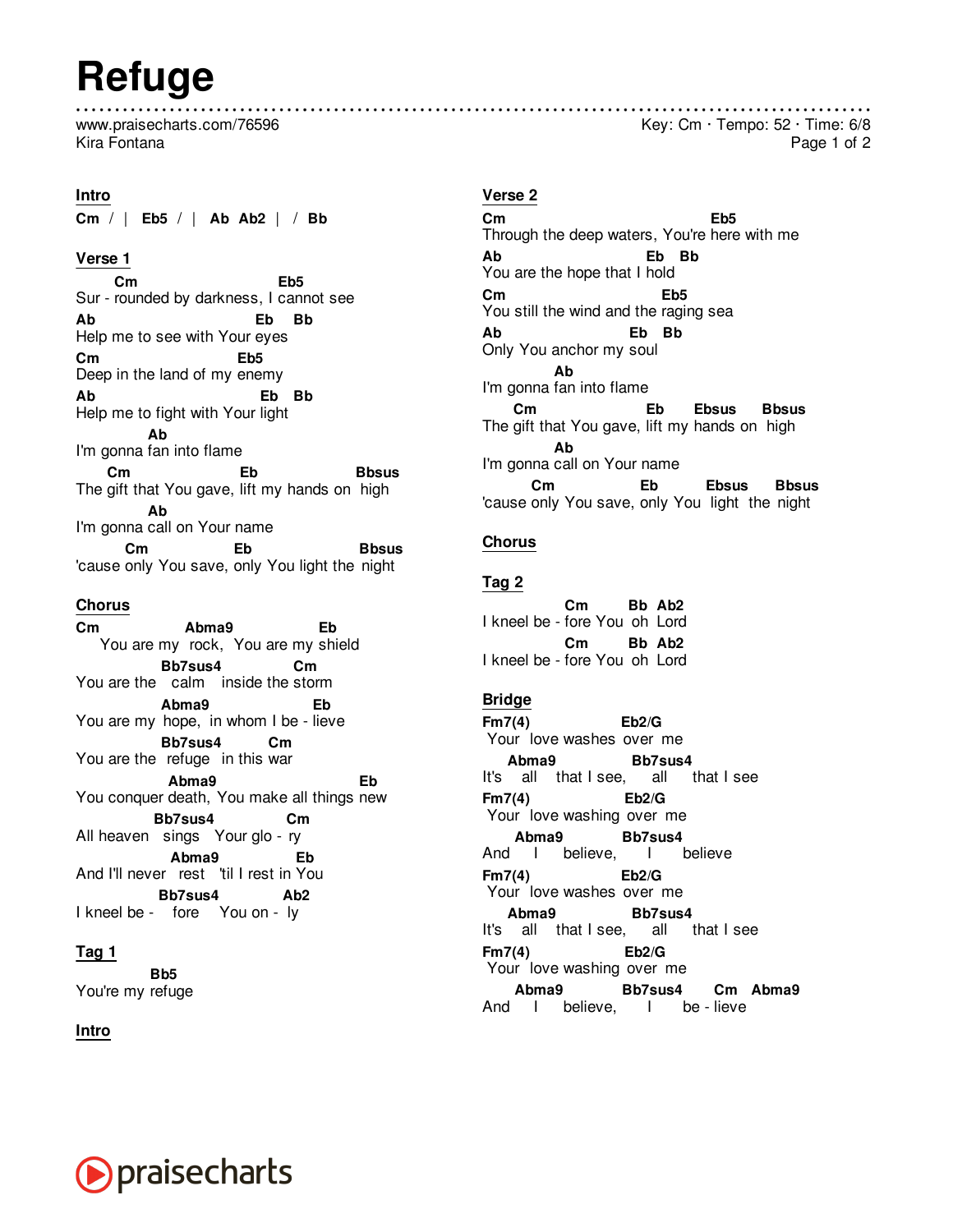# Refuge

www.praisecharts.com/76596
Kira Fontana

Key: Cm · Tempo: 52 · Time: 6/8

## Intro

**Cm / | Eb5 / | Ab Ab2 | / Bb**

## Verse 1

```
      Cm                      Eb5
Sur - rounded by darkness, I cannot see
Ab                      Eb   Bb
Help me to see with Your eyes
Cm                  Eb5
Deep in the land of my enemy
Ab                       Eb  Bb
Help me to fight with Your light
           Ab
I'm gonna fan into flame
     Cm                Eb                   Bbsus
The gift that You gave, lift my hands on  high
           Ab
I'm gonna call on Your name
        Cm             Eb                   Bbsus
'cause only You save, only You light the  night
```

## Chorus

```
Cm             Abma9              Eb
   You are my  rock,  You are my shield
           Bb7sus4          Cm
You are the   calm   inside the storm
           Abma9              Eb
You are my  hope,  in whom I be - lieve
           Bb7sus4       Cm
You are the  refuge  in this war
             Abma9                      Eb
You conquer death, You make all things new
          Bb7sus4         Cm
All heaven  sings   Your glo - ry
             Abma9          Eb
And I'll never  rest  'til I rest in You
            Bb7sus4        Ab2
I kneel be -   fore   You on -  ly
```

## Tag 1

```
           Bb5
You're my refuge
```

## Intro

## Verse 2

```
Cm                                   Eb5
Through the deep waters, You're here with me
Ab                          Eb   Bb
You are the hope that I hold
Cm                           Eb5
You still the wind and the raging sea
Ab                      Eb   Bb
Only You anchor my soul
           Ab
I'm gonna fan into flame
     Cm                Eb        Ebsus      Bbsus
The gift that You gave, lift my hands on  high
           Ab
I'm gonna call on Your name
        Cm              Eb         Ebsus      Bbsus
'cause only You save, only You  light  the  night
```

## Chorus

## Tag 2

```
             Cm        Bb  Ab2
I kneel be - fore You  oh  Lord
             Cm        Bb  Ab2
I kneel be - fore You  oh  Lord
```

## Bridge

```
Fm7(4)              Eb2/G
 Your  love washes  over  me
     Abma9              Bb7sus4
It's    all    that I see,     all     that I see
Fm7(4)              Eb2/G
 Your  love washing  over  me
      Abma9           Bb7sus4
And    I     believe,      I      believe
Fm7(4)              Eb2/G
 Your  love washes  over  me
     Abma9              Bb7sus4
It's    all    that I see,     all     that I see
Fm7(4)              Eb2/G
 Your  love washing  over  me
      Abma9           Bb7sus4        Cm   Abma9
And    I     believe,      I      be - lieve
```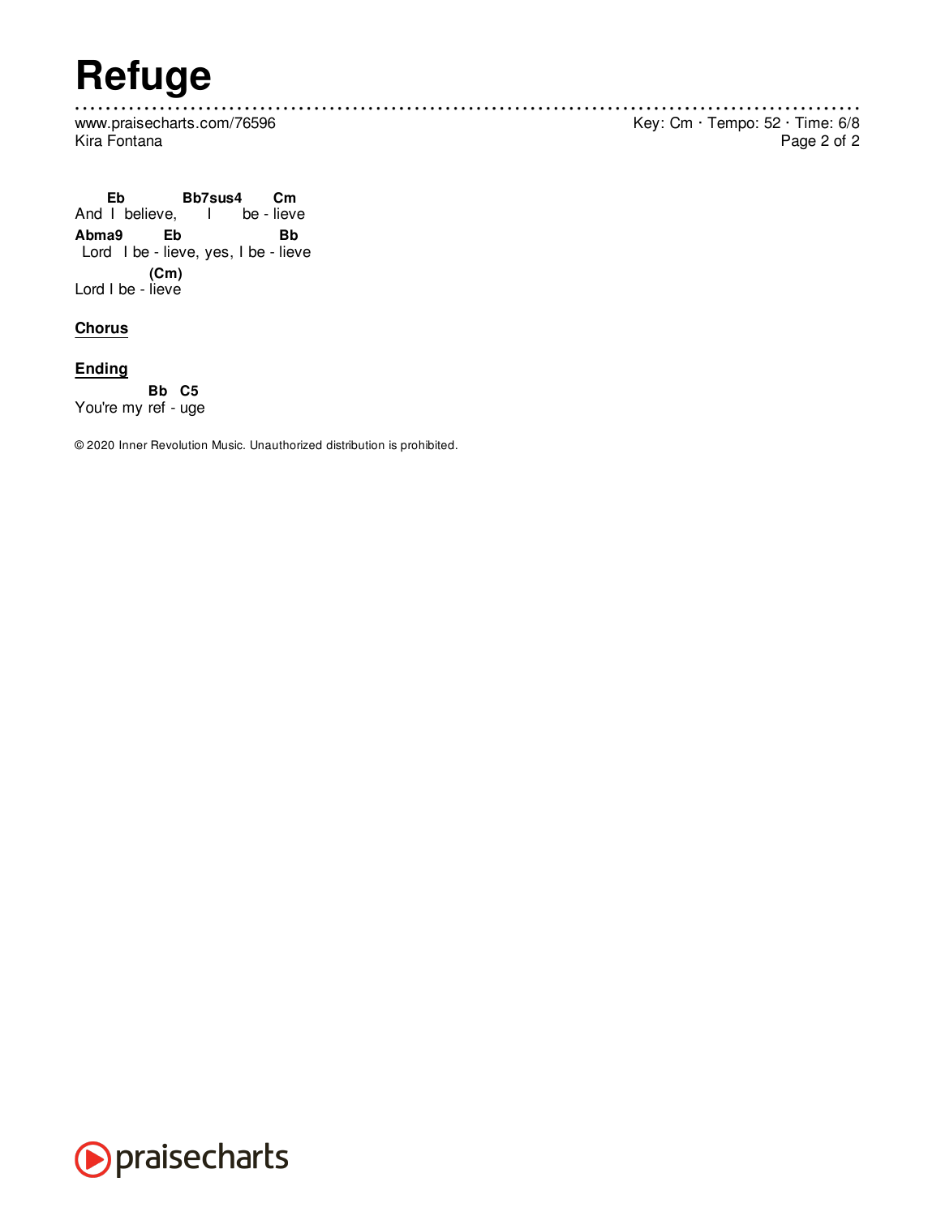# Refuge

www.praisecharts.com/76596
Kira Fontana

Key: Cm · Tempo: 52 · Time: 6/8

```
    Eb          Bb7sus4     Cm
And I  believe,      I      be - lieve
Abma9        Eb                  Bb
 Lord   I be - lieve, yes, I be - lieve
            (Cm)
Lord I be - lieve
```

**Chorus**

**Ending**

```
            Bb   C5
You're my ref - uge
```

© 2020 Inner Revolution Music. Unauthorized distribution is prohibited.